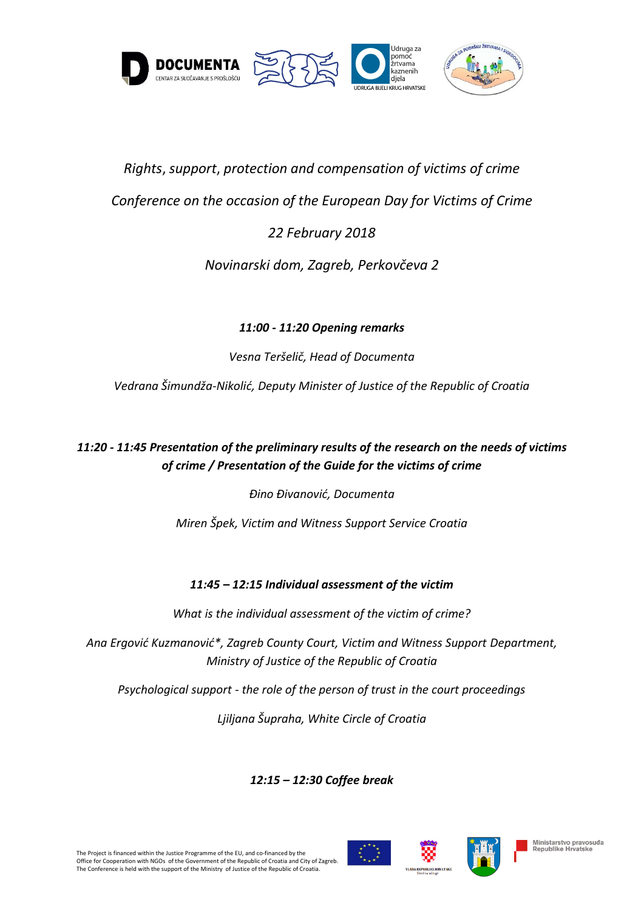*Rights, support, protection and compensation of victims of crime*

*Conference on the occasion of the European Day for Victims of Crime*

*22 February 2018*

*Novinarski dom, Zagreb, Perkovčeva 2*

***11:00 - 11:20 Opening remarks***

*Vesna Teršelič, Head of Documenta*

*Vedrana Šimundža-Nikolić, Deputy Minister of Justice of the Republic of Croatia*

***11:20 - 11:45 Presentation of the preliminary results of the research on the needs of victims of crime / Presentation of the Guide for the victims of crime***

*Đino Đivanović, Documenta*

*Miren Špek, Victim and Witness Support Service Croatia*

***11:45 – 12:15 Individual assessment of the victim***

*What is the individual assessment of the victim of crime?*

*Ana Ergović Kuzmanović*, Zagreb County Court, Victim and Witness Support Department, Ministry of Justice of the Republic of Croatia*

*Psychological support - the role of the person of trust in the court proceedings*

*Ljiljana Šupraha, White Circle of Croatia*

***12:15 – 12:30 Coffee break***

The Project is financed within the Justice Programme of the EU, and co-financed by the Office for Cooperation with NGOs of the Government of the Republic of Croatia and City of Zagreb. The Conference is held with the support of the Ministry of Justice of the Republic of Croatia.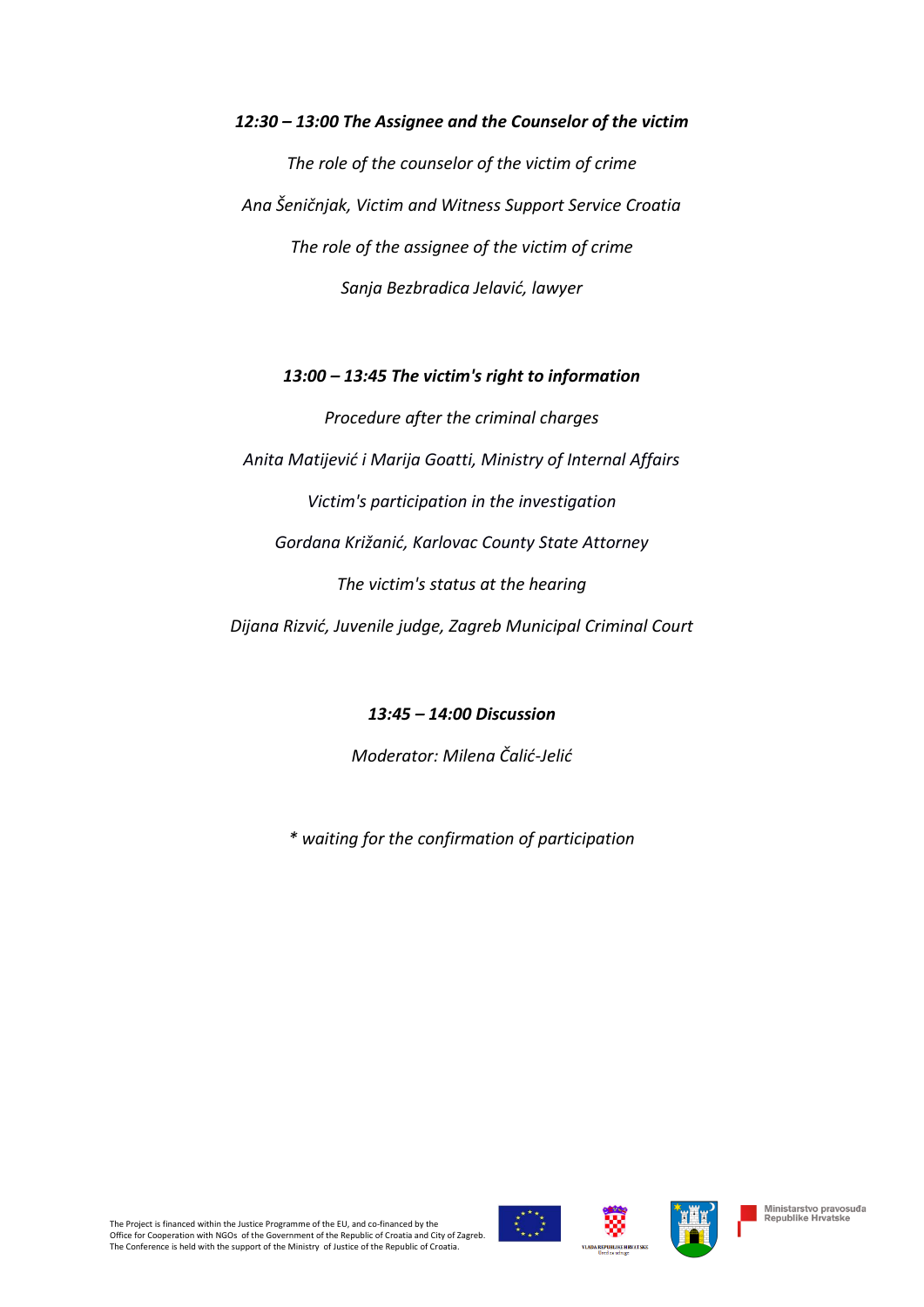***12:30 – 13:00 The Assignee and the Counselor of the victim***

*The role of the counselor of the victim of crime*

*Ana Šeničnjak, Victim and Witness Support Service Croatia*

*The role of the assignee of the victim of crime*

*Sanja Bezbradica Jelavić, lawyer*

***13:00 – 13:45 The victim's right to information***

*Procedure after the criminal charges*

*Anita Matijević i Marija Goatti, Ministry of Internal Affairs*

*Victim's participation in the investigation*

*Gordana Križanić, Karlovac County State Attorney*

*The victim's status at the hearing*

*Dijana Rizvić, Juvenile judge, Zagreb Municipal Criminal Court*

***13:45 – 14:00 Discussion***

*Moderator: Milena Čalić-Jelić*

** waiting for the confirmation of participation*

The Project is financed within the Justice Programme of the EU, and co-financed by the Office for Cooperation with NGOs of the Government of the Republic of Croatia and City of Zagreb. The Conference is held with the support of the Ministry of Justice of the Republic of Croatia.

Ministarstvo pravosuđa Republike Hrvatske